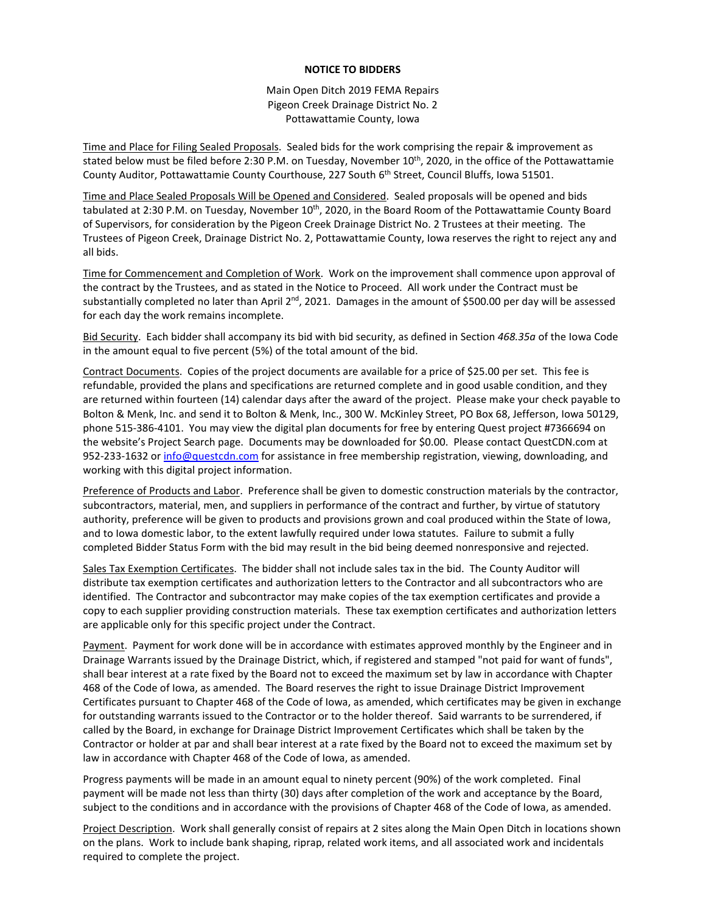# NOTICE TO BIDDERS

Main Open Ditch 2019 FEMA Repairs
Pigeon Creek Drainage District No. 2
Pottawattamie County, Iowa

Time and Place for Filing Sealed Proposals. Sealed bids for the work comprising the repair & improvement as stated below must be filed before 2:30 P.M. on Tuesday, November 10th, 2020, in the office of the Pottawattamie County Auditor, Pottawattamie County Courthouse, 227 South 6th Street, Council Bluffs, Iowa 51501.

Time and Place Sealed Proposals Will be Opened and Considered. Sealed proposals will be opened and bids tabulated at 2:30 P.M. on Tuesday, November 10th, 2020, in the Board Room of the Pottawattamie County Board of Supervisors, for consideration by the Pigeon Creek Drainage District No. 2 Trustees at their meeting. The Trustees of Pigeon Creek, Drainage District No. 2, Pottawattamie County, Iowa reserves the right to reject any and all bids.

Time for Commencement and Completion of Work. Work on the improvement shall commence upon approval of the contract by the Trustees, and as stated in the Notice to Proceed. All work under the Contract must be substantially completed no later than April 2nd, 2021. Damages in the amount of $500.00 per day will be assessed for each day the work remains incomplete.

Bid Security. Each bidder shall accompany its bid with bid security, as defined in Section *468.35a* of the Iowa Code in the amount equal to five percent (5%) of the total amount of the bid.

Contract Documents. Copies of the project documents are available for a price of $25.00 per set. This fee is refundable, provided the plans and specifications are returned complete and in good usable condition, and they are returned within fourteen (14) calendar days after the award of the project. Please make your check payable to Bolton & Menk, Inc. and send it to Bolton & Menk, Inc., 300 W. McKinley Street, PO Box 68, Jefferson, Iowa 50129, phone 515-386-4101. You may view the digital plan documents for free by entering Quest project #7366694 on the website's Project Search page. Documents may be downloaded for $0.00. Please contact QuestCDN.com at 952-233-1632 or info@questcdn.com for assistance in free membership registration, viewing, downloading, and working with this digital project information.

Preference of Products and Labor. Preference shall be given to domestic construction materials by the contractor, subcontractors, material, men, and suppliers in performance of the contract and further, by virtue of statutory authority, preference will be given to products and provisions grown and coal produced within the State of Iowa, and to Iowa domestic labor, to the extent lawfully required under Iowa statutes. Failure to submit a fully completed Bidder Status Form with the bid may result in the bid being deemed nonresponsive and rejected.

Sales Tax Exemption Certificates. The bidder shall not include sales tax in the bid. The County Auditor will distribute tax exemption certificates and authorization letters to the Contractor and all subcontractors who are identified. The Contractor and subcontractor may make copies of the tax exemption certificates and provide a copy to each supplier providing construction materials. These tax exemption certificates and authorization letters are applicable only for this specific project under the Contract.

Payment. Payment for work done will be in accordance with estimates approved monthly by the Engineer and in Drainage Warrants issued by the Drainage District, which, if registered and stamped "not paid for want of funds", shall bear interest at a rate fixed by the Board not to exceed the maximum set by law in accordance with Chapter 468 of the Code of Iowa, as amended. The Board reserves the right to issue Drainage District Improvement Certificates pursuant to Chapter 468 of the Code of Iowa, as amended, which certificates may be given in exchange for outstanding warrants issued to the Contractor or to the holder thereof. Said warrants to be surrendered, if called by the Board, in exchange for Drainage District Improvement Certificates which shall be taken by the Contractor or holder at par and shall bear interest at a rate fixed by the Board not to exceed the maximum set by law in accordance with Chapter 468 of the Code of Iowa, as amended.

Progress payments will be made in an amount equal to ninety percent (90%) of the work completed. Final payment will be made not less than thirty (30) days after completion of the work and acceptance by the Board, subject to the conditions and in accordance with the provisions of Chapter 468 of the Code of Iowa, as amended.

Project Description. Work shall generally consist of repairs at 2 sites along the Main Open Ditch in locations shown on the plans. Work to include bank shaping, riprap, related work items, and all associated work and incidentals required to complete the project.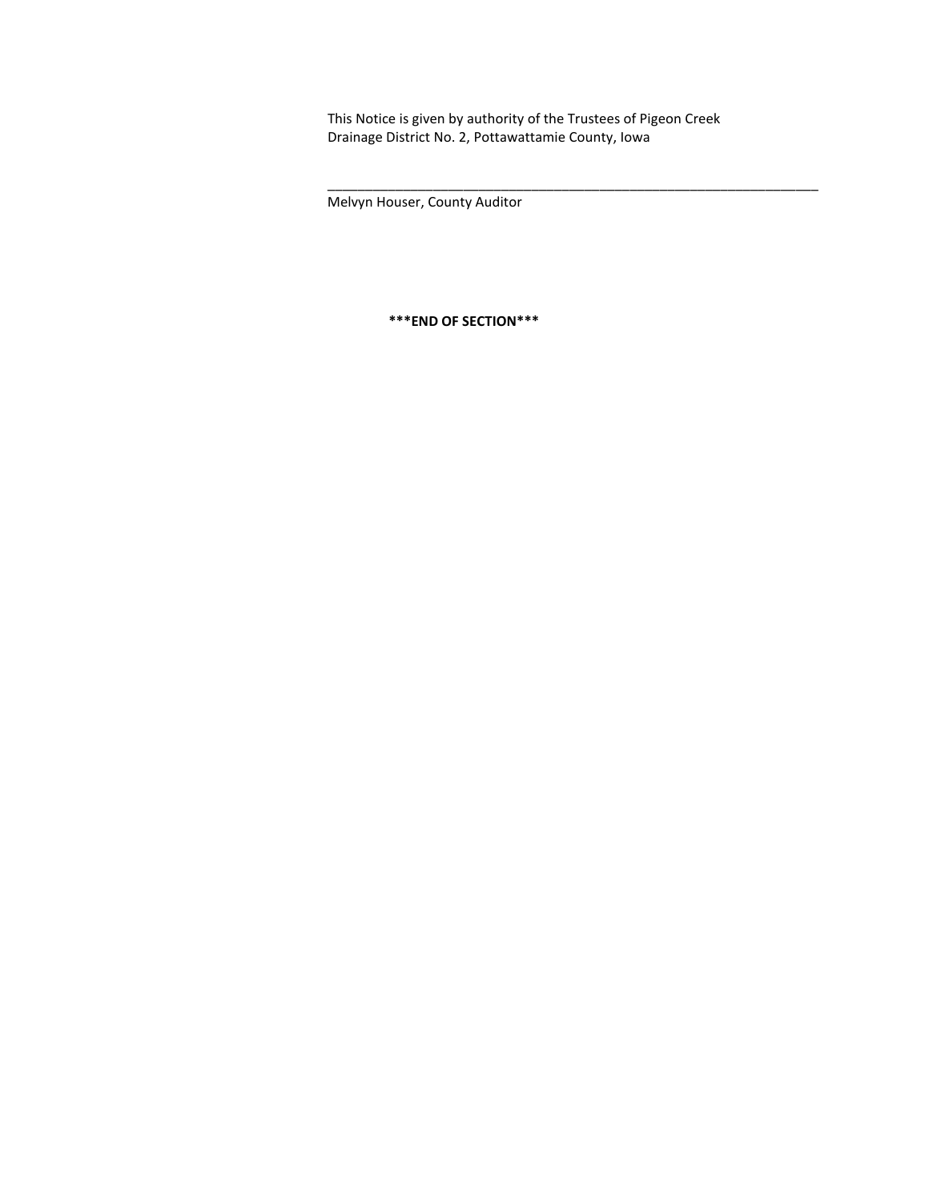This Notice is given by authority of the Trustees of Pigeon Creek
Drainage District No. 2, Pottawattamie County, Iowa

_______________________________________________________________

Melvyn Houser, County Auditor

**\*\*\*END OF SECTION\*\*\***